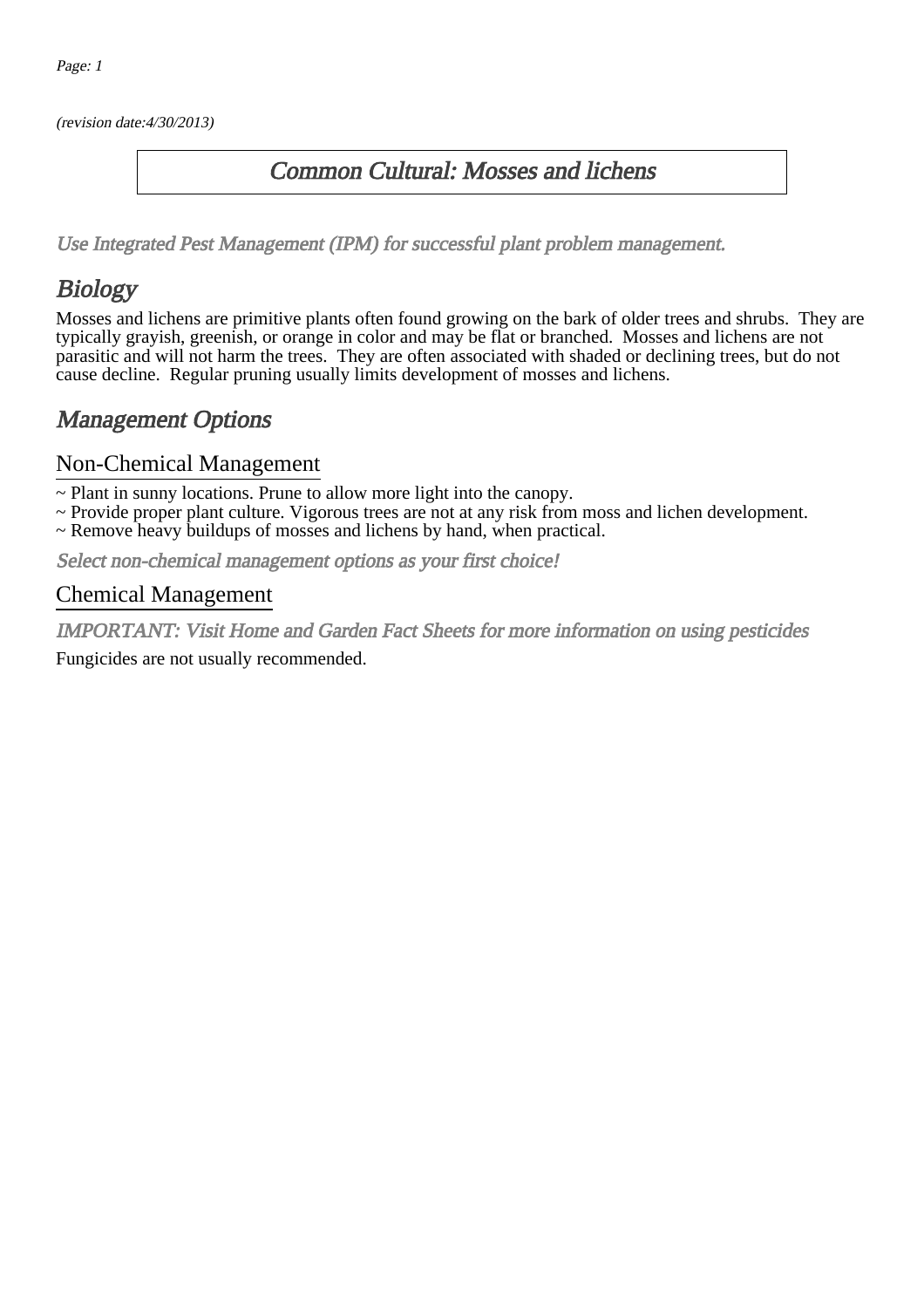(revision date:4/30/2013)

# Common Cultural: Mosses and lichens

*Use Integrated Pest Management (IPM) for successful plant problem management.*

## Biology

Mosses and lichens are primitive plants often found growing on the bark of older trees and shrubs. They are typically grayish, greenish, or orange in color and may be flat or branched. Mosses and lichens are not parasitic and will not harm the trees. They are often associated with shaded or declining trees, but do not cause decline. Regular pruning usually limits development of mosses and lichens.

## Management Options

### Non-Chemical Management

~ Plant in sunny locations. Prune to allow more light into the canopy.
~ Provide proper plant culture. Vigorous trees are not at any risk from moss and lichen development.
~ Remove heavy buildups of mosses and lichens by hand, when practical.

*Select non-chemical management options as your first choice!*

### Chemical Management

*IMPORTANT: Visit Home and Garden Fact Sheets for more information on using pesticides*

Fungicides are not usually recommended.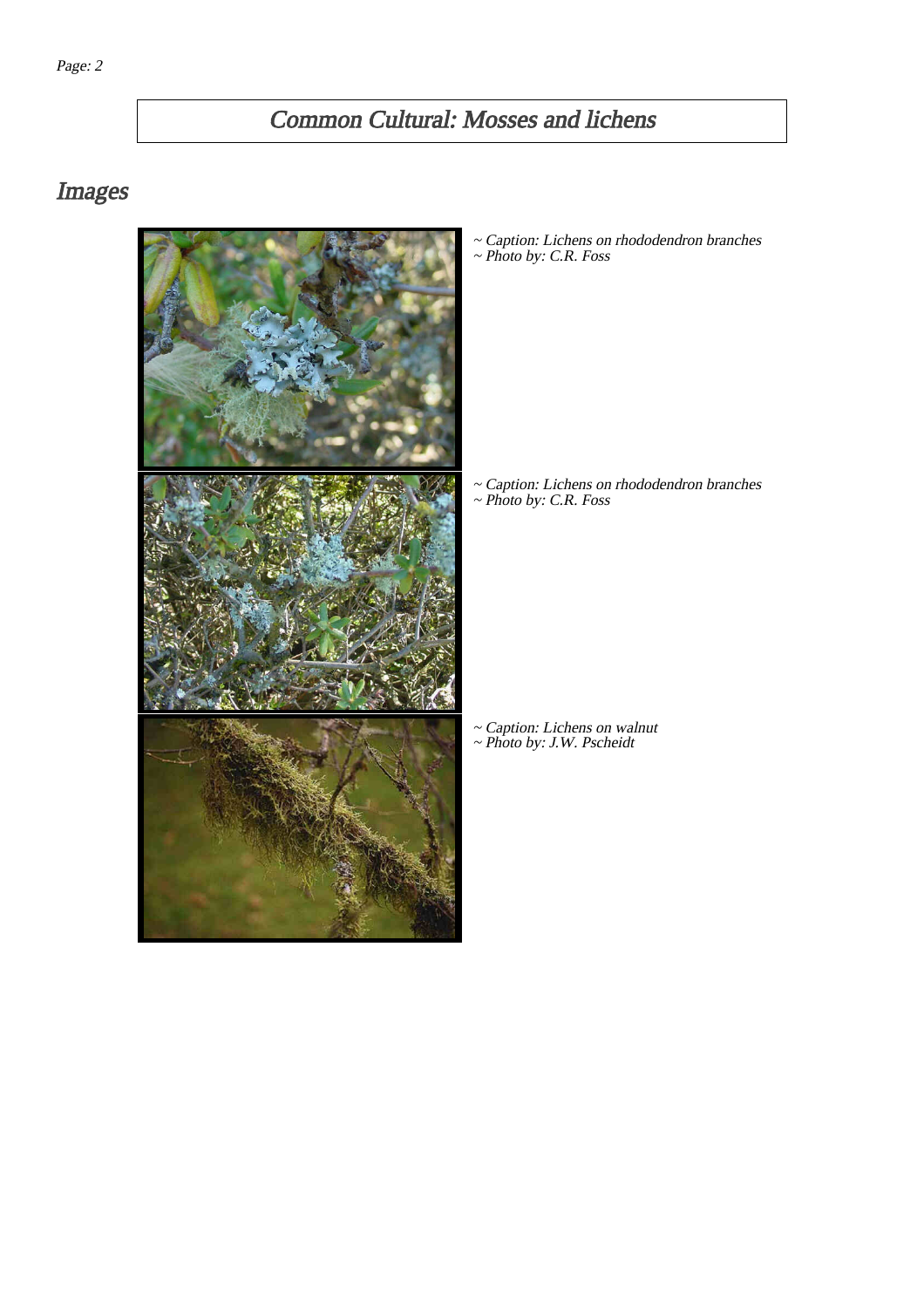# Common Cultural: Mosses and lichens

## Images

~ Caption: Lichens on rhododendron branches
~ Photo by: C.R. Foss

~ Caption: Lichens on rhododendron branches
~ Photo by: C.R. Foss

~ Caption: Lichens on walnut
~ Photo by: J.W. Pscheidt